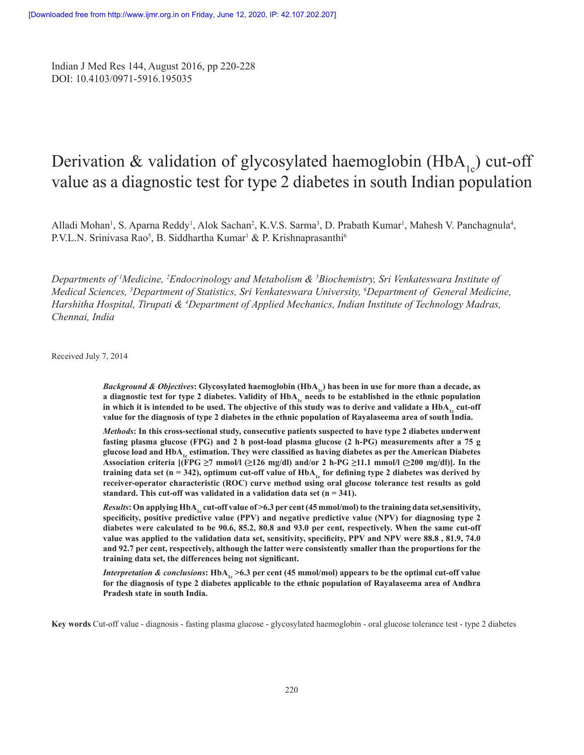# Derivation & validation of glycosylated haemoglobin ($HbA_{1c}$) cut-off value as a diagnostic test for type 2 diabetes in south Indian population

Alladi Mohan[1], S. Aparna Reddy[1], Alok Sachan[2], K.V.S. Sarma[3], D. Prabath Kumar[1], Mahesh V. Panchagnula[4], P.V.L.N. Srinivasa Rao[5], B. Siddhartha Kumar[1] & P. Krishnaprasanthi[6]

*Departments of [1]Medicine, [2]Endocrinology and Metabolism & [5]Biochemistry, Sri Venkateswara Institute of Medical Sciences, [3]Department of Statistics, Sri Venkateswara University, [6]Department of General Medicine, Harshitha Hospital, Tirupati & [4]Department of Applied Mechanics, Indian Institute of Technology Madras, Chennai, India*

Received July 7, 2014

***Background & Objectives*: Glycosylated haemoglobin ($HbA_{1c}$) has been in use for more than a decade, as a diagnostic test for type 2 diabetes. Validity of $HbA_{1c}$ needs to be established in the ethnic population in which it is intended to be used. The objective of this study was to derive and validate a $HbA_{1c}$ cut-off value for the diagnosis of type 2 diabetes in the ethnic population of Rayalaseema area of south India.**

***Methods*: In this cross-sectional study, consecutive patients suspected to have type 2 diabetes underwent fasting plasma glucose (FPG) and 2 h post-load plasma glucose (2 h-PG) measurements after a 75 g glucose load and $HbA_{1c}$ estimation. They were classified as having diabetes as per the American Diabetes Association criteria [(FPG ≥7 mmol/l (≥126 mg/dl) and/or 2 h-PG ≥11.1 mmol/l (≥200 mg/dl)]. In the training data set (n = 342), optimum cut-off value of $HbA_{1c}$ for defining type 2 diabetes was derived by receiver-operator characteristic (ROC) curve method using oral glucose tolerance test results as gold standard. This cut-off was validated in a validation data set (n = 341).**

***Results*: On applying $HbA_{1c}$ cut-off value of >6.3 per cent (45 mmol/mol) to the training data set, sensitivity, specificity, positive predictive value (PPV) and negative predictive value (NPV) for diagnosing type 2 diabetes were calculated to be 90.6, 85.2, 80.8 and 93.0 per cent, respectively. When the same cut-off value was applied to the validation data set, sensitivity, specificity, PPV and NPV were 88.8 , 81.9, 74.0 and 92.7 per cent, respectively, although the latter were consistently smaller than the proportions for the training data set, the differences being not significant.**

***Interpretation & conclusions*: $HbA_{1c}$ >6.3 per cent (45 mmol/mol) appears to be the optimal cut-off value for the diagnosis of type 2 diabetes applicable to the ethnic population of Rayalaseema area of Andhra Pradesh state in south India.**

**Key words** Cut-off value - diagnosis - fasting plasma glucose - glycosylated haemoglobin - oral glucose tolerance test - type 2 diabetes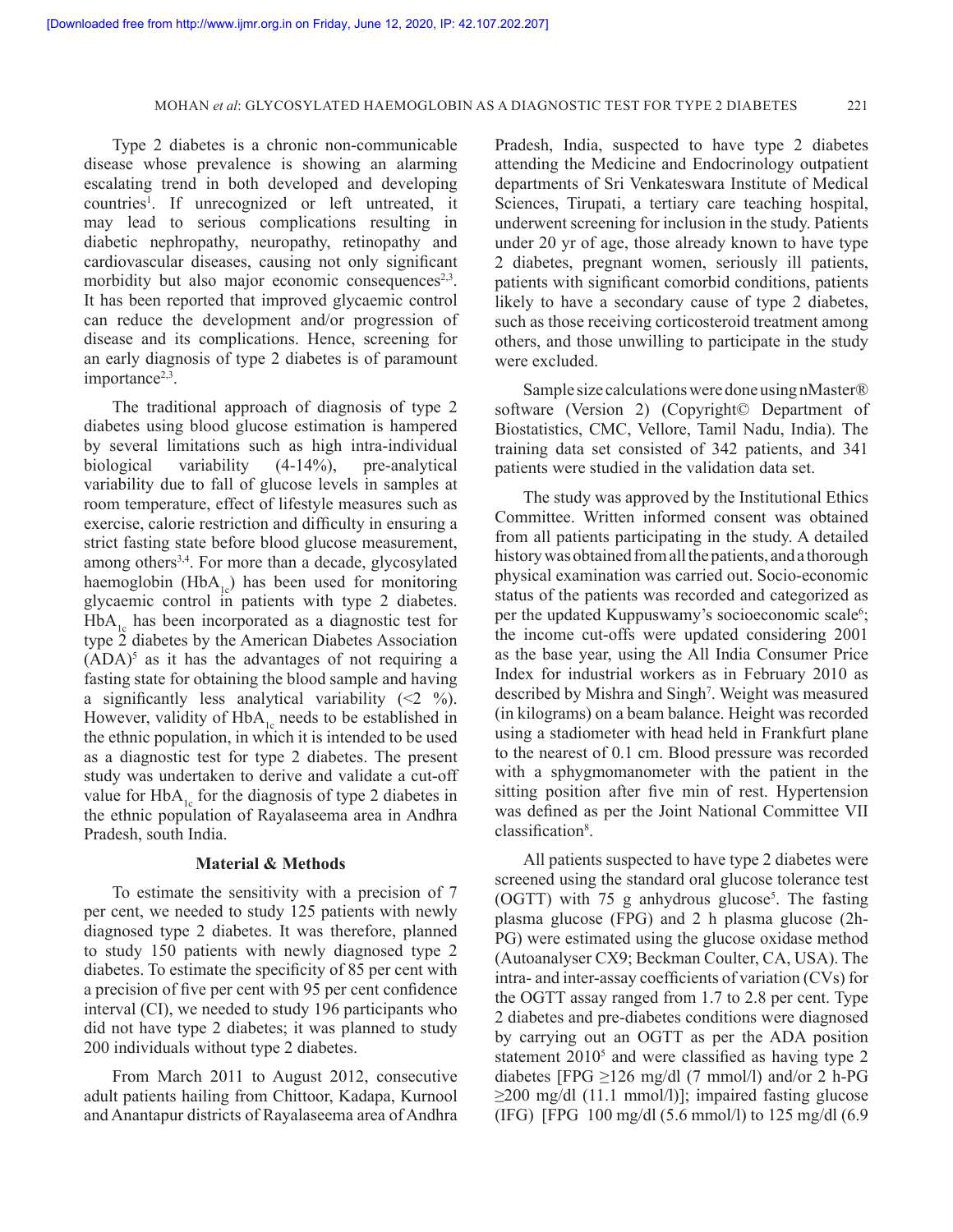Type 2 diabetes is a chronic non-communicable disease whose prevalence is showing an alarming escalating trend in both developed and developing countries[1]. If unrecognized or left untreated, it may lead to serious complications resulting in diabetic nephropathy, neuropathy, retinopathy and cardiovascular diseases, causing not only significant morbidity but also major economic consequences[2,3]. It has been reported that improved glycaemic control can reduce the development and/or progression of disease and its complications. Hence, screening for an early diagnosis of type 2 diabetes is of paramount importance[2,3].

The traditional approach of diagnosis of type 2 diabetes using blood glucose estimation is hampered by several limitations such as high intra-individual biological variability (4-14%), pre-analytical variability due to fall of glucose levels in samples at room temperature, effect of lifestyle measures such as exercise, calorie restriction and difficulty in ensuring a strict fasting state before blood glucose measurement, among others[3,4]. For more than a decade, glycosylated haemoglobin ($HbA_{1c}$) has been used for monitoring glycaemic control in patients with type 2 diabetes. $HbA_{1c}$ has been incorporated as a diagnostic test for type 2 diabetes by the American Diabetes Association (ADA)[5] as it has the advantages of not requiring a fasting state for obtaining the blood sample and having a significantly less analytical variability (<2 %). However, validity of $HbA_{1c}$ needs to be established in the ethnic population, in which it is intended to be used as a diagnostic test for type 2 diabetes. The present study was undertaken to derive and validate a cut-off value for $HbA_{1c}$ for the diagnosis of type 2 diabetes in the ethnic population of Rayalaseema area in Andhra Pradesh, south India.

## Material & Methods

To estimate the sensitivity with a precision of 7 per cent, we needed to study 125 patients with newly diagnosed type 2 diabetes. It was therefore, planned to study 150 patients with newly diagnosed type 2 diabetes. To estimate the specificity of 85 per cent with a precision of five per cent with 95 per cent confidence interval (CI), we needed to study 196 participants who did not have type 2 diabetes; it was planned to study 200 individuals without type 2 diabetes.

From March 2011 to August 2012, consecutive adult patients hailing from Chittoor, Kadapa, Kurnool and Anantapur districts of Rayalaseema area of Andhra Pradesh, India, suspected to have type 2 diabetes attending the Medicine and Endocrinology outpatient departments of Sri Venkateswara Institute of Medical Sciences, Tirupati, a tertiary care teaching hospital, underwent screening for inclusion in the study. Patients under 20 yr of age, those already known to have type 2 diabetes, pregnant women, seriously ill patients, patients with significant comorbid conditions, patients likely to have a secondary cause of type 2 diabetes, such as those receiving corticosteroid treatment among others, and those unwilling to participate in the study were excluded.

Sample size calculations were done using nMaster® software (Version 2) (Copyright© Department of Biostatistics, CMC, Vellore, Tamil Nadu, India). The training data set consisted of 342 patients, and 341 patients were studied in the validation data set.

The study was approved by the Institutional Ethics Committee. Written informed consent was obtained from all patients participating in the study. A detailed history was obtained from all the patients, and a thorough physical examination was carried out. Socio-economic status of the patients was recorded and categorized as per the updated Kuppuswamy's socioeconomic scale[6]; the income cut-offs were updated considering 2001 as the base year, using the All India Consumer Price Index for industrial workers as in February 2010 as described by Mishra and Singh[7]. Weight was measured (in kilograms) on a beam balance. Height was recorded using a stadiometer with head held in Frankfurt plane to the nearest of 0.1 cm. Blood pressure was recorded with a sphygmomanometer with the patient in the sitting position after five min of rest. Hypertension was defined as per the Joint National Committee VII classification[8].

All patients suspected to have type 2 diabetes were screened using the standard oral glucose tolerance test (OGTT) with 75 g anhydrous glucose[5]. The fasting plasma glucose (FPG) and 2 h plasma glucose (2h-PG) were estimated using the glucose oxidase method (Autoanalyser CX9; Beckman Coulter, CA, USA). The intra- and inter-assay coefficients of variation (CVs) for the OGTT assay ranged from 1.7 to 2.8 per cent. Type 2 diabetes and pre-diabetes conditions were diagnosed by carrying out an OGTT as per the ADA position statement 2010[5] and were classified as having type 2 diabetes [FPG ≥126 mg/dl (7 mmol/l) and/or 2 h-PG ≥200 mg/dl (11.1 mmol/l)]; impaired fasting glucose (IFG) [FPG 100 mg/dl (5.6 mmol/l) to 125 mg/dl (6.9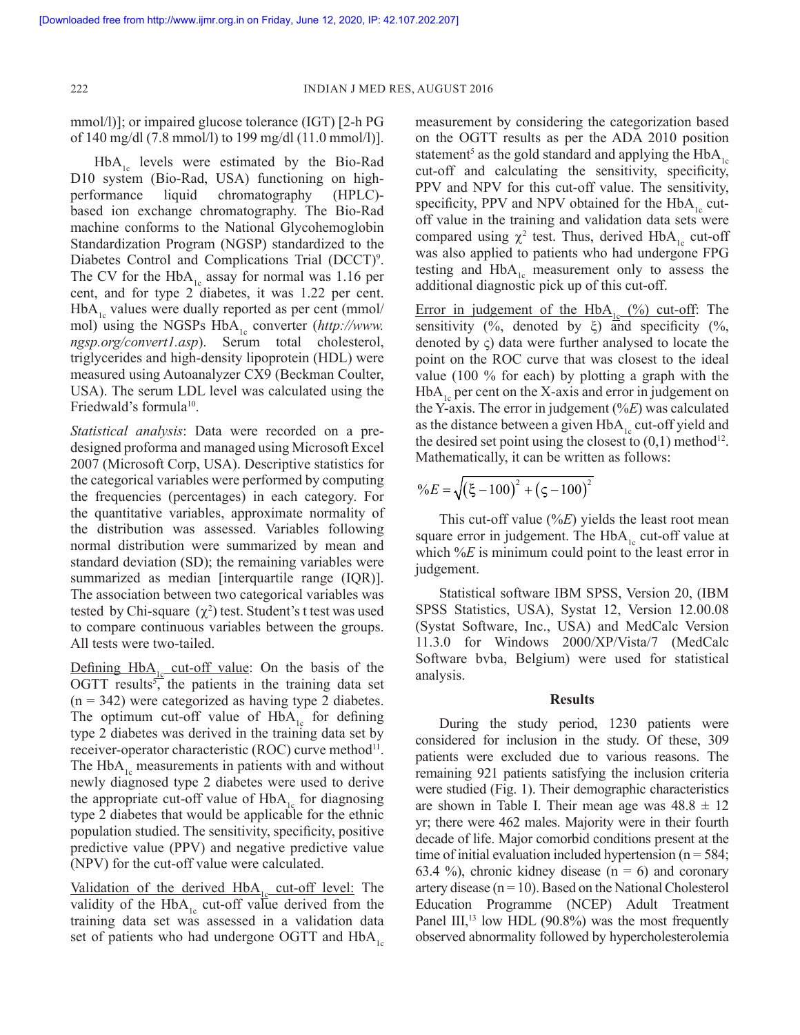mmol/l)]; or impaired glucose tolerance (IGT) [2-h PG of 140 mg/dl (7.8 mmol/l) to 199 mg/dl (11.0 mmol/l)].

$HbA_{1c}$ levels were estimated by the Bio-Rad D10 system (Bio-Rad, USA) functioning on high-performance liquid chromatography (HPLC)-based ion exchange chromatography. The Bio-Rad machine conforms to the National Glycohemoglobin Standardization Program (NGSP) standardized to the Diabetes Control and Complications Trial (DCCT)[9]. The CV for the $HbA_{1c}$ assay for normal was 1.16 per cent, and for type 2 diabetes, it was 1.22 per cent. $HbA_{1c}$ values were dually reported as per cent (mmol/mol) using the NGSPs $HbA_{1c}$ converter (*http://www.ngsp.org/convert1.asp*). Serum total cholesterol, triglycerides and high-density lipoprotein (HDL) were measured using Autoanalyzer CX9 (Beckman Coulter, USA). The serum LDL level was calculated using the Friedwald's formula[10].

*Statistical analysis*: Data were recorded on a pre-designed proforma and managed using Microsoft Excel 2007 (Microsoft Corp, USA). Descriptive statistics for the categorical variables were performed by computing the frequencies (percentages) in each category. For the quantitative variables, approximate normality of the distribution was assessed. Variables following normal distribution were summarized by mean and standard deviation (SD); the remaining variables were summarized as median [interquartile range (IQR)]. The association between two categorical variables was tested by Chi-square ($\chi^2$) test. Student's t test was used to compare continuous variables between the groups. All tests were two-tailed.

Defining $HbA_{1c}$ cut-off value: On the basis of the OGTT results[5], the patients in the training data set (n = 342) were categorized as having type 2 diabetes. The optimum cut-off value of $HbA_{1c}$ for defining type 2 diabetes was derived in the training data set by receiver-operator characteristic (ROC) curve method[11]. The $HbA_{1c}$ measurements in patients with and without newly diagnosed type 2 diabetes were used to derive the appropriate cut-off value of $HbA_{1c}$ for diagnosing type 2 diabetes that would be applicable for the ethnic population studied. The sensitivity, specificity, positive predictive value (PPV) and negative predictive value (NPV) for the cut-off value were calculated.

Validation of the derived $HbA_{1c}$ cut-off level: The validity of the $HbA_{1c}$ cut-off value derived from the training data set was assessed in a validation data set of patients who had undergone OGTT and $HbA_{1c}$ measurement by considering the categorization based on the OGTT results as per the ADA 2010 position statement[5] as the gold standard and applying the $HbA_{1c}$ cut-off and calculating the sensitivity, specificity, PPV and NPV for this cut-off value. The sensitivity, specificity, PPV and NPV obtained for the $HbA_{1c}$ cut-off value in the training and validation data sets were compared using $\chi^2$ test. Thus, derived $HbA_{1c}$ cut-off was also applied to patients who had undergone FPG testing and $HbA_{1c}$ measurement only to assess the additional diagnostic pick up of this cut-off.

Error in judgement of the $HbA_{1c}$ (%) cut-off: The sensitivity (%, denoted by $\xi$) and specificity (%, denoted by $\varsigma$) data were further analysed to locate the point on the ROC curve that was closest to the ideal value (100 % for each) by plotting a graph with the $HbA_{1c}$ per cent on the X-axis and error in judgement on the Y-axis. The error in judgement (%*E*) was calculated as the distance between a given $HbA_{1c}$ cut-off yield and the desired set point using the closest to (0,1) method[12]. Mathematically, it can be written as follows:

$$\%E = \sqrt{(\xi - 100)^2 + (\varsigma - 100)^2}$$

This cut-off value (%*E*) yields the least root mean square error in judgement. The $HbA_{1c}$ cut-off value at which %*E* is minimum could point to the least error in judgement.

Statistical software IBM SPSS, Version 20, (IBM SPSS Statistics, USA), Systat 12, Version 12.00.08 (Systat Software, Inc., USA) and MedCalc Version 11.3.0 for Windows 2000/XP/Vista/7 (MedCalc Software bvba, Belgium) were used for statistical analysis.

## Results

During the study period, 1230 patients were considered for inclusion in the study. Of these, 309 patients were excluded due to various reasons. The remaining 921 patients satisfying the inclusion criteria were studied (Fig. 1). Their demographic characteristics are shown in Table I. Their mean age was 48.8 ± 12 yr; there were 462 males. Majority were in their fourth decade of life. Major comorbid conditions present at the time of initial evaluation included hypertension (n = 584; 63.4 %), chronic kidney disease (n = 6) and coronary artery disease (n = 10). Based on the National Cholesterol Education Programme (NCEP) Adult Treatment Panel III,[13] low HDL (90.8%) was the most frequently observed abnormality followed by hypercholesterolemia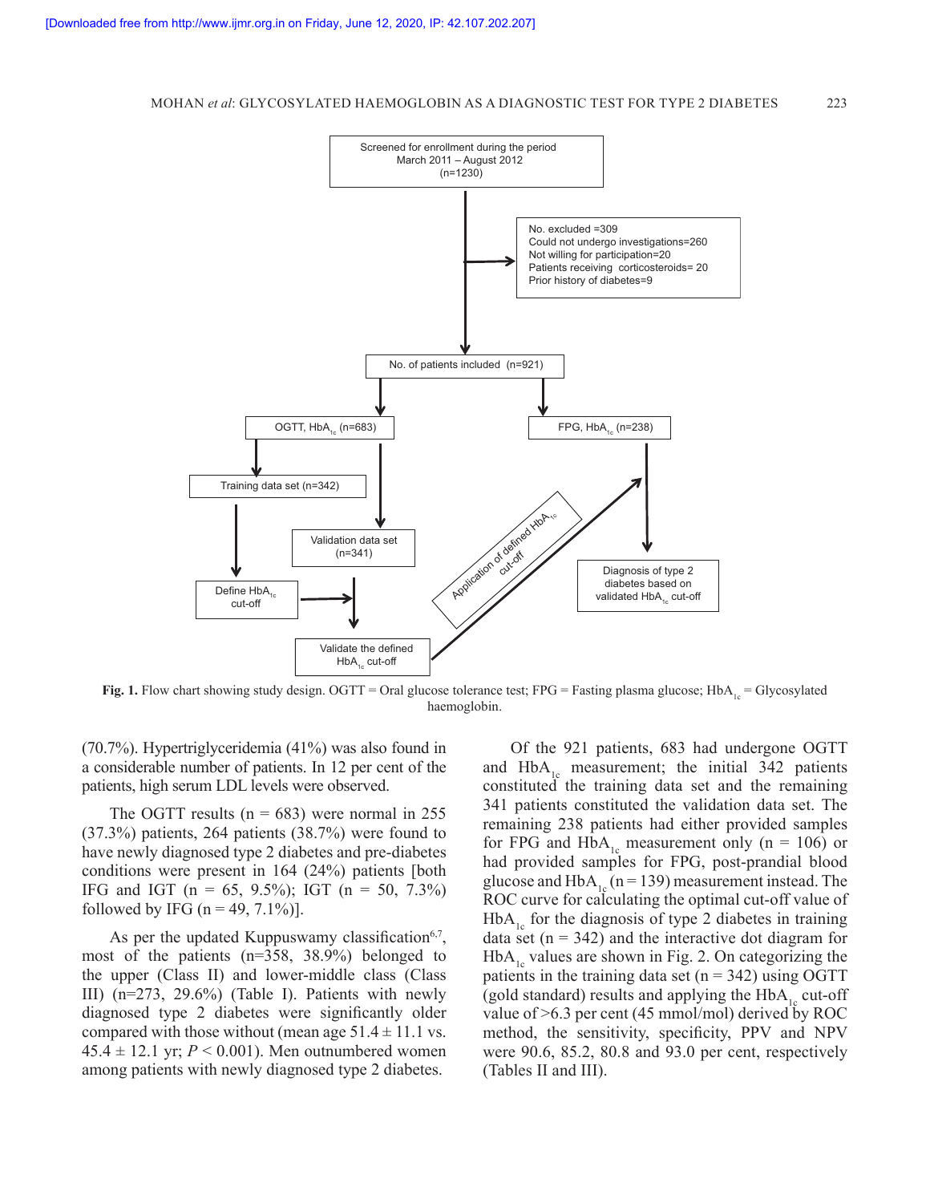Fig. 1. Flow chart showing study design. OGTT = Oral glucose tolerance test; FPG = Fasting plasma glucose; $HbA_{1c}$ = Glycosylated haemoglobin.

(70.7%). Hypertriglyceridemia (41%) was also found in a considerable number of patients. In 12 per cent of the patients, high serum LDL levels were observed.

The OGTT results (n = 683) were normal in 255 (37.3%) patients, 264 patients (38.7%) were found to have newly diagnosed type 2 diabetes and pre-diabetes conditions were present in 164 (24%) patients [both IFG and IGT (n = 65, 9.5%); IGT (n = 50, 7.3%) followed by IFG (n = 49, 7.1%)].

As per the updated Kuppuswamy classification[6,7], most of the patients (n=358, 38.9%) belonged to the upper (Class II) and lower-middle class (Class III) (n=273, 29.6%) (Table I). Patients with newly diagnosed type 2 diabetes were significantly older compared with those without (mean age 51.4 ± 11.1 vs. 45.4 ± 12.1 yr; $P < 0.001$). Men outnumbered women among patients with newly diagnosed type 2 diabetes.

Of the 921 patients, 683 had undergone OGTT and $HbA_{1c}$ measurement; the initial 342 patients constituted the training data set and the remaining 341 patients constituted the validation data set. The remaining 238 patients had either provided samples for FPG and $HbA_{1c}$ measurement only (n = 106) or had provided samples for FPG, post-prandial blood glucose and $HbA_{1c}$ (n = 139) measurement instead. The ROC curve for calculating the optimal cut-off value of $HbA_{1c}$ for the diagnosis of type 2 diabetes in training data set (n = 342) and the interactive dot diagram for $HbA_{1c}$ values are shown in Fig. 2. On categorizing the patients in the training data set (n = 342) using OGTT (gold standard) results and applying the $HbA_{1c}$ cut-off value of >6.3 per cent (45 mmol/mol) derived by ROC method, the sensitivity, specificity, PPV and NPV were 90.6, 85.2, 80.8 and 93.0 per cent, respectively (Tables II and III).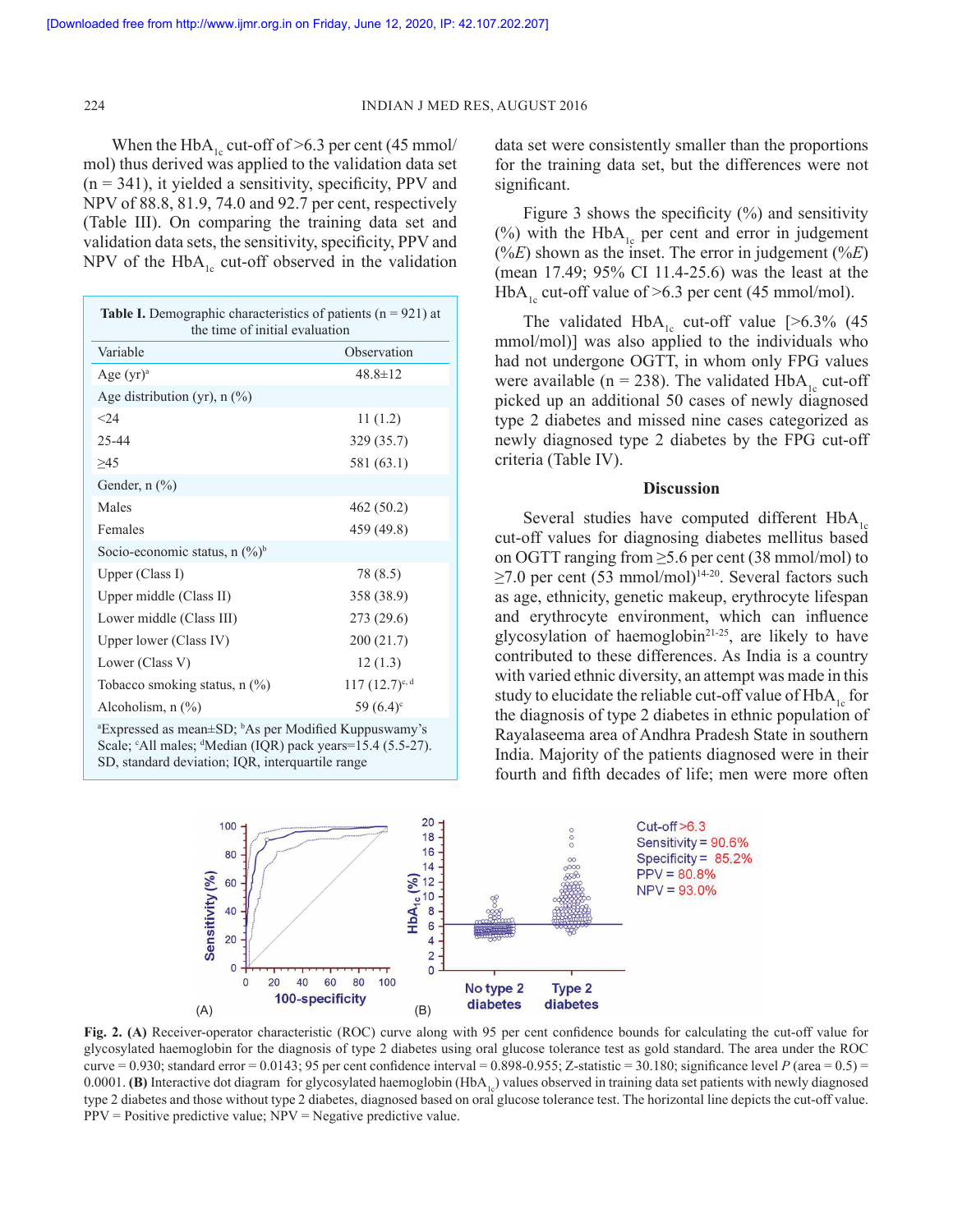When the $HbA_{1c}$ cut-off of >6.3 per cent (45 mmol/mol) thus derived was applied to the validation data set (n = 341), it yielded a sensitivity, specificity, PPV and NPV of 88.8, 81.9, 74.0 and 92.7 per cent, respectively (Table III). On comparing the training data set and validation data sets, the sensitivity, specificity, PPV and NPV of the $HbA_{1c}$ cut-off observed in the validation data set were consistently smaller than the proportions for the training data set, but the differences were not significant.

**Table I.** Demographic characteristics of patients (n = 921) at the time of initial evaluation

| Variable | Observation |
|---|---|
| Age (yr)[a] | 48.8±12 |
| Age distribution (yr), n (%) | |
| <24 | 11 (1.2) |
| 25-44 | 329 (35.7) |
| ≥45 | 581 (63.1) |
| Gender, n (%) | |
| Males | 462 (50.2) |
| Females | 459 (49.8) |
| Socio-economic status, n (%)[b] | |
| Upper (Class I) | 78 (8.5) |
| Upper middle (Class II) | 358 (38.9) |
| Lower middle (Class III) | 273 (29.6) |
| Upper lower (Class IV) | 200 (21.7) |
| Lower (Class V) | 12 (1.3) |
| Tobacco smoking status, n (%) | 117 (12.7)[c, d] |
| Alcoholism, n (%) | 59 (6.4)[c] |

[a]Expressed as mean±SD; [b]As per Modified Kuppuswamy's Scale; [c]All males; [d]Median (IQR) pack years=15.4 (5.5-27). SD, standard deviation; IQR, interquartile range

Figure 3 shows the specificity (%) and sensitivity (%) with the $HbA_{1c}$ per cent and error in judgement (%$E$) shown as the inset. The error in judgement (%$E$) (mean 17.49; 95% CI 11.4-25.6) was the least at the $HbA_{1c}$ cut-off value of >6.3 per cent (45 mmol/mol).

The validated $HbA_{1c}$ cut-off value [>6.3% (45 mmol/mol)] was also applied to the individuals who had not undergone OGTT, in whom only FPG values were available (n = 238). The validated $HbA_{1c}$ cut-off picked up an additional 50 cases of newly diagnosed type 2 diabetes and missed nine cases categorized as newly diagnosed type 2 diabetes by the FPG cut-off criteria (Table IV).

## Discussion

Several studies have computed different $HbA_{1c}$ cut-off values for diagnosing diabetes mellitus based on OGTT ranging from ≥5.6 per cent (38 mmol/mol) to ≥7.0 per cent (53 mmol/mol)[14-20]. Several factors such as age, ethnicity, genetic makeup, erythrocyte lifespan and erythrocyte environment, which can influence glycosylation of haemoglobin[21-25], are likely to have contributed to these differences. As India is a country with varied ethnic diversity, an attempt was made in this study to elucidate the reliable cut-off value of $HbA_{1c}$ for the diagnosis of type 2 diabetes in ethnic population of Rayalaseema area of Andhra Pradesh State in southern India. Majority of the patients diagnosed were in their fourth and fifth decades of life; men were more often

**Fig. 2. (A)** Receiver-operator characteristic (ROC) curve along with 95 per cent confidence bounds for calculating the cut-off value for glycosylated haemoglobin for the diagnosis of type 2 diabetes using oral glucose tolerance test as gold standard. The area under the ROC curve = 0.930; standard error = 0.0143; 95 per cent confidence interval = 0.898-0.955; Z-statistic = 30.180; significance level $P$ (area = 0.5) = 0.0001. **(B)** Interactive dot diagram for glycosylated haemoglobin ($HbA_{1c}$) values observed in training data set patients with newly diagnosed type 2 diabetes and those without type 2 diabetes, diagnosed based on oral glucose tolerance test. The horizontal line depicts the cut-off value. PPV = Positive predictive value; NPV = Negative predictive value.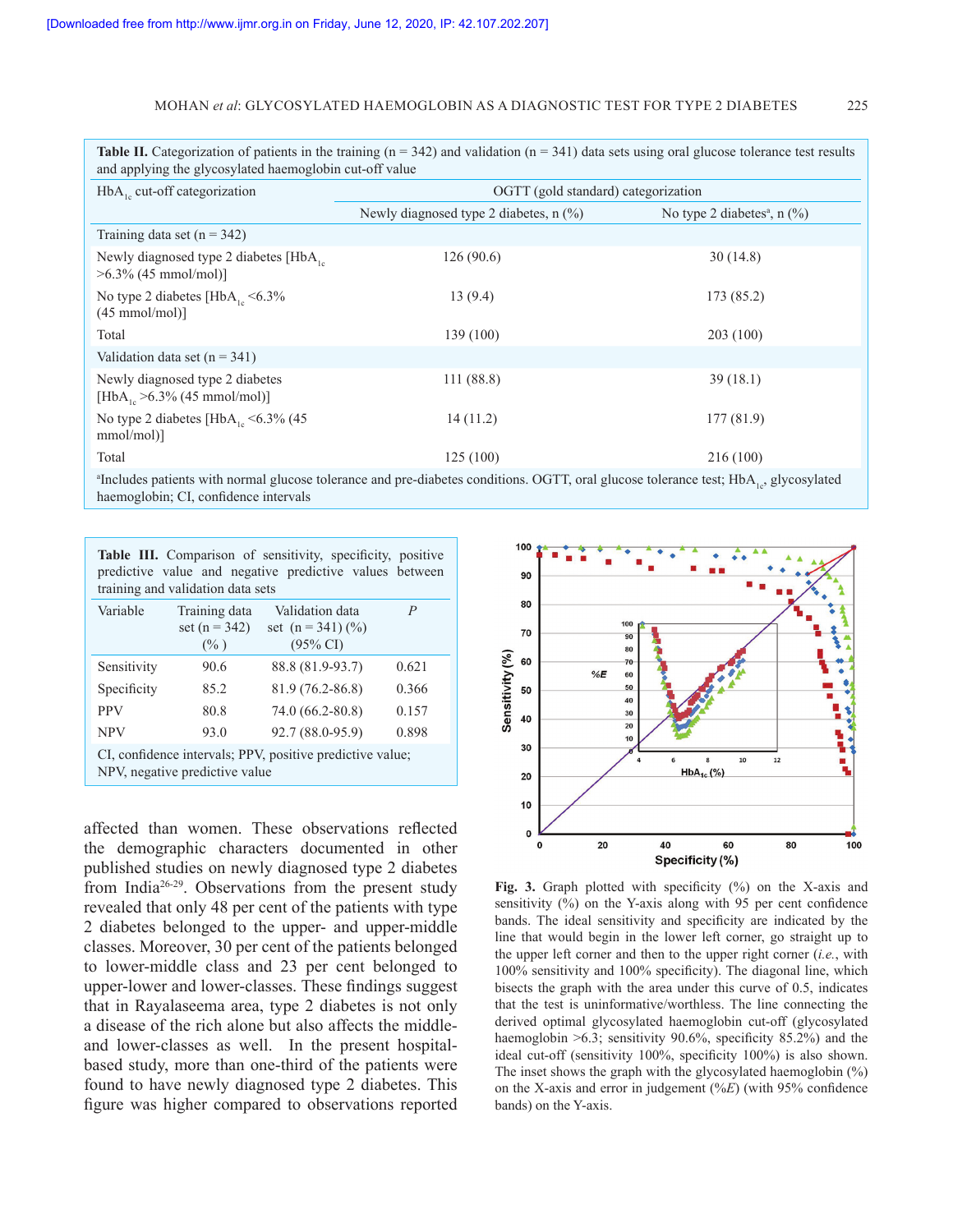**Table II.** Categorization of patients in the training (n = 342) and validation (n = 341) data sets using oral glucose tolerance test results and applying the glycosylated haemoglobin cut-off value

| $HbA_{1c}$ cut-off categorization | OGTT (gold standard) categorization | |
|---|---|---|
| | Newly diagnosed type 2 diabetes, n (%) | No type 2 diabetes[a], n (%) |
| Training data set (n = 342) | | |
| Newly diagnosed type 2 diabetes [$HbA_{1c}$ >6.3% (45 mmol/mol)] | 126 (90.6) | 30 (14.8) |
| No type 2 diabetes [$HbA_{1c}$ <6.3% (45 mmol/mol)] | 13 (9.4) | 173 (85.2) |
| Total | 139 (100) | 203 (100) |
| Validation data set (n = 341) | | |
| Newly diagnosed type 2 diabetes [$HbA_{1c}$ >6.3% (45 mmol/mol)] | 111 (88.8) | 39 (18.1) |
| No type 2 diabetes [$HbA_{1c}$ <6.3% (45 mmol/mol)] | 14 (11.2) | 177 (81.9) |
| Total | 125 (100) | 216 (100) |

[a]Includes patients with normal glucose tolerance and pre-diabetes conditions. OGTT, oral glucose tolerance test; $HbA_{1c}$, glycosylated haemoglobin; CI, confidence intervals

**Table III.** Comparison of sensitivity, specificity, positive predictive value and negative predictive values between training and validation data sets

| Variable | Training data set (n = 342) (%) | Validation data set (n = 341) (%) (95% CI) | *P* |
|---|---|---|---|
| Sensitivity | 90.6 | 88.8 (81.9-93.7) | 0.621 |
| Specificity | 85.2 | 81.9 (76.2-86.8) | 0.366 |
| PPV | 80.8 | 74.0 (66.2-80.8) | 0.157 |
| NPV | 93.0 | 92.7 (88.0-95.9) | 0.898 |

CI, confidence intervals; PPV, positive predictive value; NPV, negative predictive value

affected than women. These observations reflected the demographic characters documented in other published studies on newly diagnosed type 2 diabetes from India[26-29]. Observations from the present study revealed that only 48 per cent of the patients with type 2 diabetes belonged to the upper- and upper-middle classes. Moreover, 30 per cent of the patients belonged to lower-middle class and 23 per cent belonged to upper-lower and lower-classes. These findings suggest that in Rayalaseema area, type 2 diabetes is not only a disease of the rich alone but also affects the middle- and lower-classes as well. In the present hospital-based study, more than one-third of the patients were found to have newly diagnosed type 2 diabetes. This figure was higher compared to observations reported

**Fig. 3.** Graph plotted with specificity (%) on the X-axis and sensitivity (%) on the Y-axis along with 95 per cent confidence bands. The ideal sensitivity and specificity are indicated by the line that would begin in the lower left corner, go straight up to the upper left corner and then to the upper right corner (*i.e.*, with 100% sensitivity and 100% specificity). The diagonal line, which bisects the graph with the area under this curve of 0.5, indicates that the test is uninformative/worthless. The line connecting the derived optimal glycosylated haemoglobin cut-off (glycosylated haemoglobin >6.3; sensitivity 90.6%, specificity 85.2%) and the ideal cut-off (sensitivity 100%, specificity 100%) is also shown. The inset shows the graph with the glycosylated haemoglobin (%) on the X-axis and error in judgement (%*E*) (with 95% confidence bands) on the Y-axis.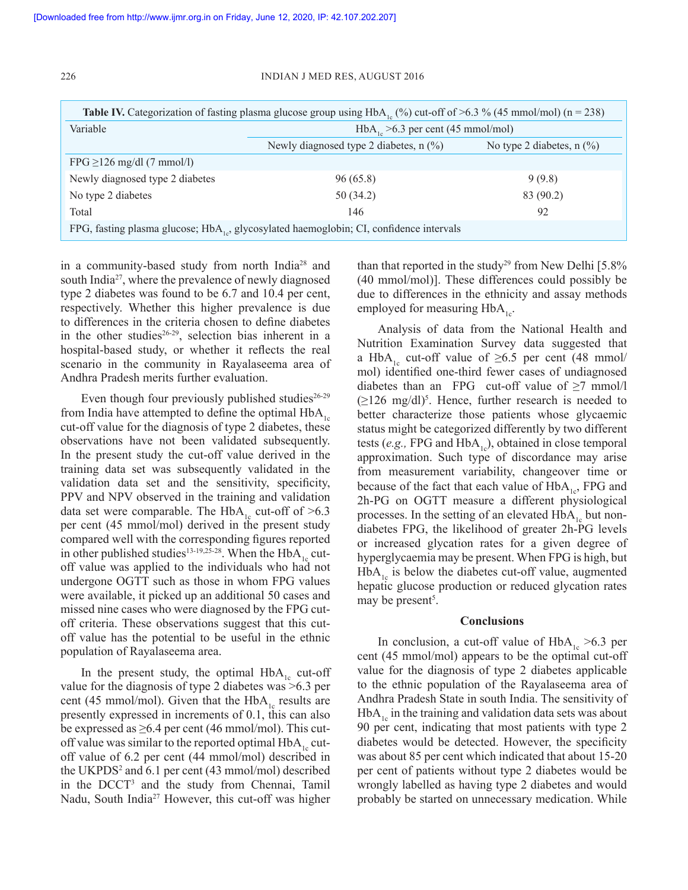**Table IV.** Categorization of fasting plasma glucose group using $HbA_{1c}$ (%) cut-off of >6.3 % (45 mmol/mol) (n = 238)

| Variable | $HbA_{1c}$ >6.3 per cent (45 mmol/mol) | |
|---|---|---|
| | Newly diagnosed type 2 diabetes, n (%) | No type 2 diabetes, n (%) |
| FPG ≥126 mg/dl (7 mmol/l) | | |
| Newly diagnosed type 2 diabetes | 96 (65.8) | 9 (9.8) |
| No type 2 diabetes | 50 (34.2) | 83 (90.2) |
| Total | 146 | 92 |

FPG, fasting plasma glucose; $HbA_{1c}$, glycosylated haemoglobin; CI, confidence intervals

in a community-based study from north India[28] and south India[27], where the prevalence of newly diagnosed type 2 diabetes was found to be 6.7 and 10.4 per cent, respectively. Whether this higher prevalence is due to differences in the criteria chosen to define diabetes in the other studies[26-29], selection bias inherent in a hospital-based study, or whether it reflects the real scenario in the community in Rayalaseema area of Andhra Pradesh merits further evaluation.

Even though four previously published studies[26-29] from India have attempted to define the optimal $HbA_{1c}$ cut-off value for the diagnosis of type 2 diabetes, these observations have not been validated subsequently. In the present study the cut-off value derived in the training data set was subsequently validated in the validation data set and the sensitivity, specificity, PPV and NPV observed in the training and validation data set were comparable. The $HbA_{1c}$ cut-off of >6.3 per cent (45 mmol/mol) derived in the present study compared well with the corresponding figures reported in other published studies[13-19,25-28]. When the $HbA_{1c}$ cut-off value was applied to the individuals who had not undergone OGTT such as those in whom FPG values were available, it picked up an additional 50 cases and missed nine cases who were diagnosed by the FPG cut-off criteria. These observations suggest that this cut-off value has the potential to be useful in the ethnic population of Rayalaseema area.

In the present study, the optimal $HbA_{1c}$ cut-off value for the diagnosis of type 2 diabetes was >6.3 per cent (45 mmol/mol). Given that the $HbA_{1c}$ results are presently expressed in increments of 0.1, this can also be expressed as ≥6.4 per cent (46 mmol/mol). This cut-off value was similar to the reported optimal $HbA_{1c}$ cut-off value of 6.2 per cent (44 mmol/mol) described in the UKPDS[2] and 6.1 per cent (43 mmol/mol) described in the DCCT[3] and the study from Chennai, Tamil Nadu, South India[27] However, this cut-off was higher than that reported in the study[29] from New Delhi [5.8% (40 mmol/mol)]. These differences could possibly be due to differences in the ethnicity and assay methods employed for measuring $HbA_{1c}$.

Analysis of data from the National Health and Nutrition Examination Survey data suggested that a $HbA_{1c}$ cut-off value of ≥6.5 per cent (48 mmol/mol) identified one-third fewer cases of undiagnosed diabetes than an FPG cut-off value of ≥7 mmol/l (≥126 mg/dl)[5]. Hence, further research is needed to better characterize those patients whose glycaemic status might be categorized differently by two different tests (*e.g.*, FPG and $HbA_{1c}$), obtained in close temporal approximation. Such type of discordance may arise from measurement variability, changeover time or because of the fact that each value of $HbA_{1c}$, FPG and 2h-PG on OGTT measure a different physiological processes. In the setting of an elevated $HbA_{1c}$ but non-diabetes FPG, the likelihood of greater 2h-PG levels or increased glycation rates for a given degree of hyperglycaemia may be present. When FPG is high, but $HbA_{1c}$ is below the diabetes cut-off value, augmented hepatic glucose production or reduced glycation rates may be present[5].

## Conclusions

In conclusion, a cut-off value of $HbA_{1c}$ >6.3 per cent (45 mmol/mol) appears to be the optimal cut-off value for the diagnosis of type 2 diabetes applicable to the ethnic population of the Rayalaseema area of Andhra Pradesh State in south India. The sensitivity of $HbA_{1c}$ in the training and validation data sets was about 90 per cent, indicating that most patients with type 2 diabetes would be detected. However, the specificity was about 85 per cent which indicated that about 15-20 per cent of patients without type 2 diabetes would be wrongly labelled as having type 2 diabetes and would probably be started on unnecessary medication. While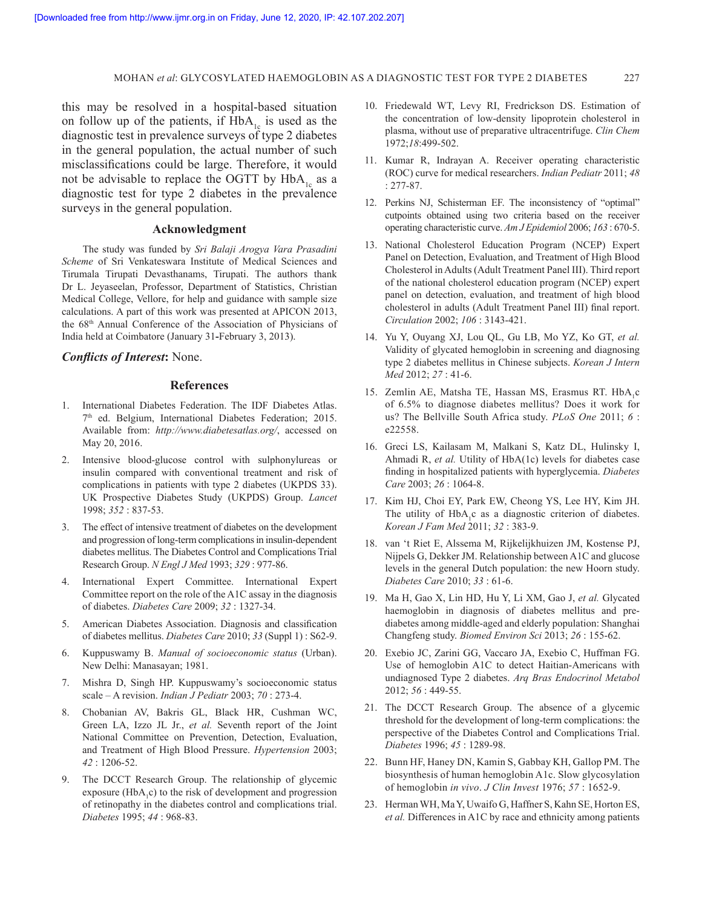this may be resolved in a hospital-based situation on follow up of the patients, if $HbA_{1c}$ is used as the diagnostic test in prevalence surveys of type 2 diabetes in the general population, the actual number of such misclassifications could be large. Therefore, it would not be advisable to replace the OGTT by $HbA_{1c}$ as a diagnostic test for type 2 diabetes in the prevalence surveys in the general population.

## Acknowledgment

The study was funded by *Sri Balaji Arogya Vara Prasadini Scheme* of Sri Venkateswara Institute of Medical Sciences and Tirumala Tirupati Devasthanams, Tirupati. The authors thank Dr L. Jeyaseelan, Professor, Department of Statistics, Christian Medical College, Vellore, for help and guidance with sample size calculations. A part of this work was presented at APICON 2013, the 68th Annual Conference of the Association of Physicians of India held at Coimbatore (January 31-February 3, 2013).

***Conflicts of Interest*:** None.

## References

1. International Diabetes Federation. The IDF Diabetes Atlas. 7th ed. Belgium, International Diabetes Federation; 2015. Available from: *http://www.diabetesatlas.org/*, accessed on May 20, 2016.
2. Intensive blood-glucose control with sulphonylureas or insulin compared with conventional treatment and risk of complications in patients with type 2 diabetes (UKPDS 33). UK Prospective Diabetes Study (UKPDS) Group. *Lancet* 1998; *352* : 837-53.
3. The effect of intensive treatment of diabetes on the development and progression of long-term complications in insulin-dependent diabetes mellitus. The Diabetes Control and Complications Trial Research Group. *N Engl J Med* 1993; *329* : 977-86.
4. International Expert Committee. International Expert Committee report on the role of the A1C assay in the diagnosis of diabetes. *Diabetes Care* 2009; *32* : 1327-34.
5. American Diabetes Association. Diagnosis and classification of diabetes mellitus. *Diabetes Care* 2010; *33* (Suppl 1) : S62-9.
6. Kuppuswamy B. *Manual of socioeconomic status* (Urban). New Delhi: Manasayan; 1981.
7. Mishra D, Singh HP. Kuppuswamy's socioeconomic status scale – A revision. *Indian J Pediatr* 2003; *70* : 273-4.
8. Chobanian AV, Bakris GL, Black HR, Cushman WC, Green LA, Izzo JL Jr., *et al.* Seventh report of the Joint National Committee on Prevention, Detection, Evaluation, and Treatment of High Blood Pressure. *Hypertension* 2003; *42* : 1206-52.
9. The DCCT Research Group. The relationship of glycemic exposure ($HbA_1c$) to the risk of development and progression of retinopathy in the diabetes control and complications trial. *Diabetes* 1995; *44* : 968-83.
10. Friedewald WT, Levy RI, Fredrickson DS. Estimation of the concentration of low-density lipoprotein cholesterol in plasma, without use of preparative ultracentrifuge. *Clin Chem* 1972;*18*:499-502.
11. Kumar R, Indrayan A. Receiver operating characteristic (ROC) curve for medical researchers. *Indian Pediatr* 2011; *48* : 277-87.
12. Perkins NJ, Schisterman EF. The inconsistency of "optimal" cutpoints obtained using two criteria based on the receiver operating characteristic curve. *Am J Epidemiol* 2006; *163* : 670-5.
13. National Cholesterol Education Program (NCEP) Expert Panel on Detection, Evaluation, and Treatment of High Blood Cholesterol in Adults (Adult Treatment Panel III). Third report of the national cholesterol education program (NCEP) expert panel on detection, evaluation, and treatment of high blood cholesterol in adults (Adult Treatment Panel III) final report. *Circulation* 2002; *106* : 3143-421.
14. Yu Y, Ouyang XJ, Lou QL, Gu LB, Mo YZ, Ko GT, *et al.* Validity of glycated hemoglobin in screening and diagnosing type 2 diabetes mellitus in Chinese subjects. *Korean J Intern Med* 2012; *27* : 41-6.
15. Zemlin AE, Matsha TE, Hassan MS, Erasmus RT. $HbA_1c$ of 6.5% to diagnose diabetes mellitus? Does it work for us? The Bellville South Africa study. *PLoS One* 2011; *6* : e22558.
16. Greci LS, Kailasam M, Malkani S, Katz DL, Hulinsky I, Ahmadi R, *et al.* Utility of HbA(1c) levels for diabetes case finding in hospitalized patients with hyperglycemia. *Diabetes Care* 2003; *26* : 1064-8.
17. Kim HJ, Choi EY, Park EW, Cheong YS, Lee HY, Kim JH. The utility of $HbA_1c$ as a diagnostic criterion of diabetes. *Korean J Fam Med* 2011; *32* : 383-9.
18. van 't Riet E, Alssema M, Rijkelijkhuizen JM, Kostense PJ, Nijpels G, Dekker JM. Relationship between A1C and glucose levels in the general Dutch population: the new Hoorn study. *Diabetes Care* 2010; *33* : 61-6.
19. Ma H, Gao X, Lin HD, Hu Y, Li XM, Gao J, *et al.* Glycated haemoglobin in diagnosis of diabetes mellitus and pre-diabetes among middle-aged and elderly population: Shanghai Changfeng study. *Biomed Environ Sci* 2013; *26* : 155-62.
20. Exebio JC, Zarini GG, Vaccaro JA, Exebio C, Huffman FG. Use of hemoglobin A1C to detect Haitian-Americans with undiagnosed Type 2 diabetes. *Arq Bras Endocrinol Metabol* 2012; *56* : 449-55.
21. The DCCT Research Group. The absence of a glycemic threshold for the development of long-term complications: the perspective of the Diabetes Control and Complications Trial. *Diabetes* 1996; *45* : 1289-98.
22. Bunn HF, Haney DN, Kamin S, Gabbay KH, Gallop PM. The biosynthesis of human hemoglobin A1c. Slow glycosylation of hemoglobin *in vivo*. *J Clin Invest* 1976; *57* : 1652-9.
23. Herman WH, Ma Y, Uwaifo G, Haffner S, Kahn SE, Horton ES, *et al.* Differences in A1C by race and ethnicity among patients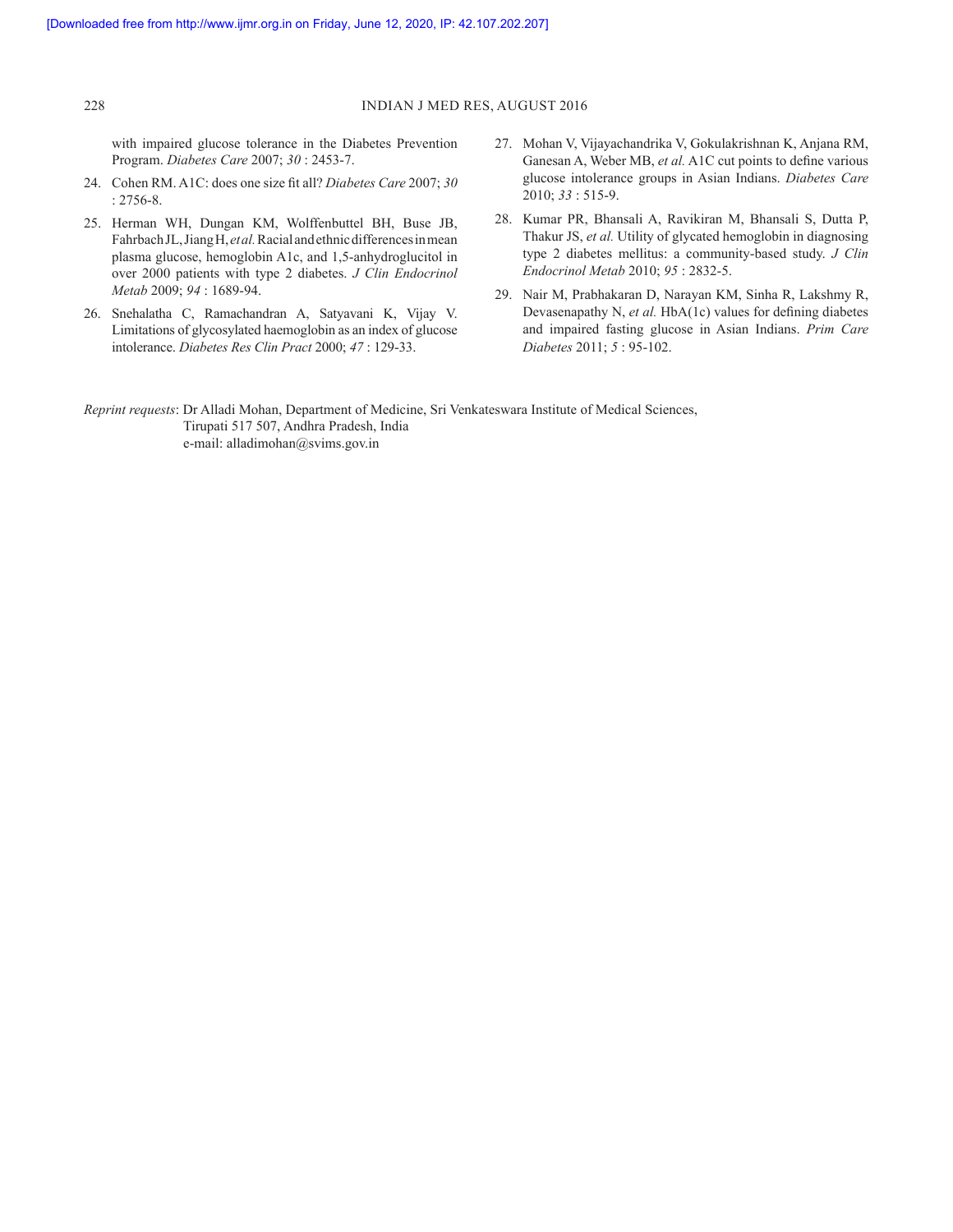with impaired glucose tolerance in the Diabetes Prevention Program. *Diabetes Care* 2007; *30* : 2453-7.

24. Cohen RM. A1C: does one size fit all? *Diabetes Care* 2007; *30* : 2756-8.
25. Herman WH, Dungan KM, Wolffenbuttel BH, Buse JB, Fahrbach JL, Jiang H, *et al.* Racial and ethnic differences in mean plasma glucose, hemoglobin A1c, and 1,5-anhydroglucitol in over 2000 patients with type 2 diabetes. *J Clin Endocrinol Metab* 2009; *94* : 1689-94.
26. Snehalatha C, Ramachandran A, Satyavani K, Vijay V. Limitations of glycosylated haemoglobin as an index of glucose intolerance. *Diabetes Res Clin Pract* 2000; *47* : 129-33.
27. Mohan V, Vijayachandrika V, Gokulakrishnan K, Anjana RM, Ganesan A, Weber MB, *et al.* A1C cut points to define various glucose intolerance groups in Asian Indians. *Diabetes Care* 2010; *33* : 515-9.
28. Kumar PR, Bhansali A, Ravikiran M, Bhansali S, Dutta P, Thakur JS, *et al.* Utility of glycated hemoglobin in diagnosing type 2 diabetes mellitus: a community-based study. *J Clin Endocrinol Metab* 2010; *95* : 2832-5.
29. Nair M, Prabhakaran D, Narayan KM, Sinha R, Lakshmy R, Devasenapathy N, *et al.* HbA(1c) values for defining diabetes and impaired fasting glucose in Asian Indians. *Prim Care Diabetes* 2011; *5* : 95-102.

*Reprint requests*: Dr Alladi Mohan, Department of Medicine, Sri Venkateswara Institute of Medical Sciences, Tirupati 517 507, Andhra Pradesh, India
e-mail: alladimohan@svims.gov.in